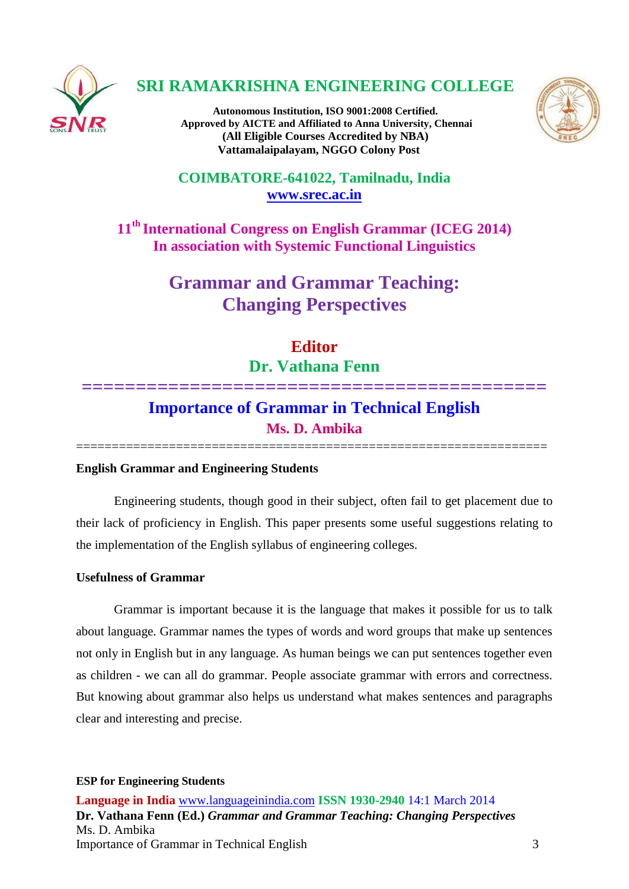# SRI RAMAKRISHNA ENGINEERING COLLEGE

**Autonomous Institution, ISO 9001:2008 Certified.**
**Approved by AICTE and Affiliated to Anna University, Chennai**
**(All Eligible Courses Accredited by NBA)**
**Vattamalaipalayam, NGGO Colony Post**

**COIMBATORE-641022, Tamilnadu, India**
**www.srec.ac.in**

**11th International Congress on English Grammar (ICEG 2014)**
**In association with Systemic Functional Linguistics**

## Grammar and Grammar Teaching: Changing Perspectives

**Editor**
**Dr. Vathana Fenn**

## Importance of Grammar in Technical English

**Ms. D. Ambika**

### English Grammar and Engineering Students

Engineering students, though good in their subject, often fail to get placement due to their lack of proficiency in English. This paper presents some useful suggestions relating to the implementation of the English syllabus of engineering colleges.

### Usefulness of Grammar

Grammar is important because it is the language that makes it possible for us to talk about language. Grammar names the types of words and word groups that make up sentences not only in English but in any language. As human beings we can put sentences together even as children - we can all do grammar. People associate grammar with errors and correctness. But knowing about grammar also helps us understand what makes sentences and paragraphs clear and interesting and precise.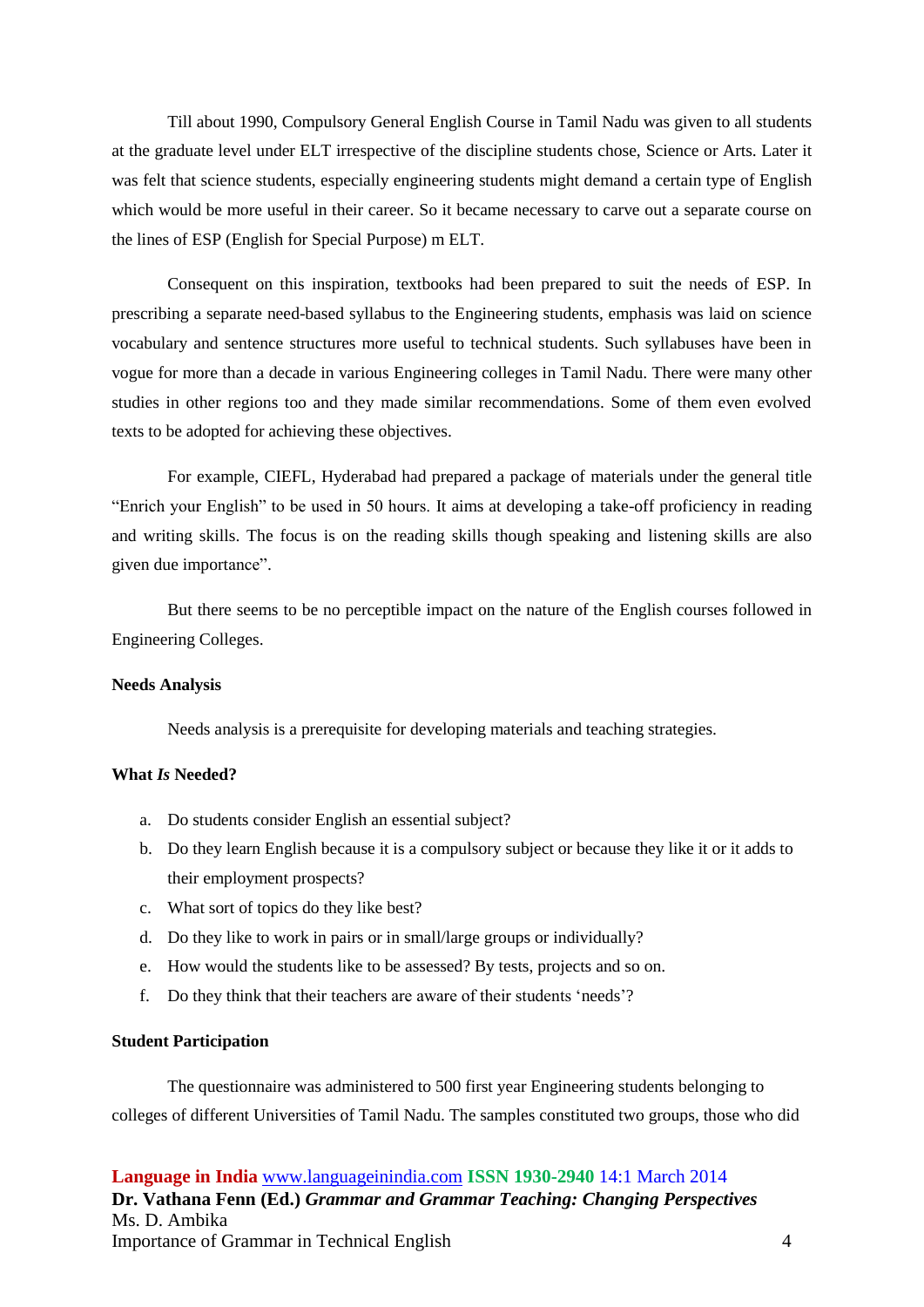Till about 1990, Compulsory General English Course in Tamil Nadu was given to all students at the graduate level under ELT irrespective of the discipline students chose, Science or Arts. Later it was felt that science students, especially engineering students might demand a certain type of English which would be more useful in their career. So it became necessary to carve out a separate course on the lines of ESP (English for Special Purpose) m ELT.

Consequent on this inspiration, textbooks had been prepared to suit the needs of ESP. In prescribing a separate need-based syllabus to the Engineering students, emphasis was laid on science vocabulary and sentence structures more useful to technical students. Such syllabuses have been in vogue for more than a decade in various Engineering colleges in Tamil Nadu. There were many other studies in other regions too and they made similar recommendations. Some of them even evolved texts to be adopted for achieving these objectives.

For example, CIEFL, Hyderabad had prepared a package of materials under the general title "Enrich your English" to be used in 50 hours. It aims at developing a take-off proficiency in reading and writing skills. The focus is on the reading skills though speaking and listening skills are also given due importance".

But there seems to be no perceptible impact on the nature of the English courses followed in Engineering Colleges.

**Needs Analysis**

Needs analysis is a prerequisite for developing materials and teaching strategies.

**What *Is* Needed?**

a. Do students consider English an essential subject?
b. Do they learn English because it is a compulsory subject or because they like it or it adds to their employment prospects?
c. What sort of topics do they like best?
d. Do they like to work in pairs or in small/large groups or individually?
e. How would the students like to be assessed? By tests, projects and so on.
f. Do they think that their teachers are aware of their students 'needs'?

**Student Participation**

The questionnaire was administered to 500 first year Engineering students belonging to colleges of different Universities of Tamil Nadu. The samples constituted two groups, those who did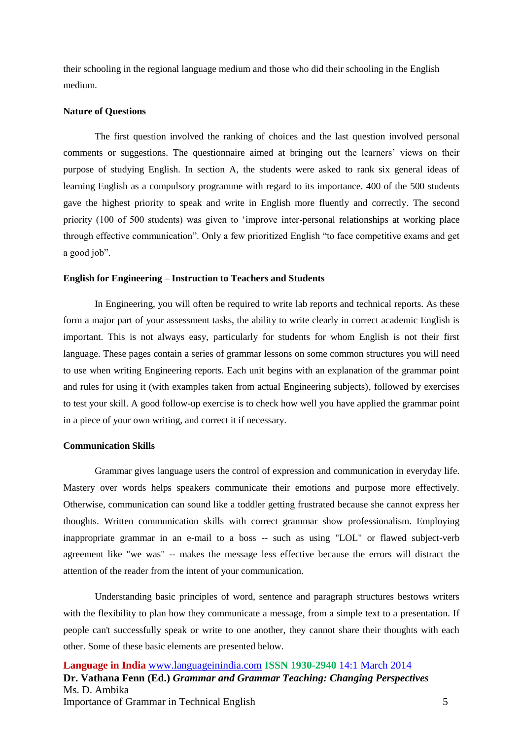their schooling in the regional language medium and those who did their schooling in the English medium.

**Nature of Questions**

The first question involved the ranking of choices and the last question involved personal comments or suggestions. The questionnaire aimed at bringing out the learners' views on their purpose of studying English. In section A, the students were asked to rank six general ideas of learning English as a compulsory programme with regard to its importance. 400 of the 500 students gave the highest priority to speak and write in English more fluently and correctly. The second priority (100 of 500 students) was given to 'improve inter-personal relationships at working place through effective communication". Only a few prioritized English "to face competitive exams and get a good job".

**English for Engineering – Instruction to Teachers and Students**

In Engineering, you will often be required to write lab reports and technical reports. As these form a major part of your assessment tasks, the ability to write clearly in correct academic English is important. This is not always easy, particularly for students for whom English is not their first language. These pages contain a series of grammar lessons on some common structures you will need to use when writing Engineering reports. Each unit begins with an explanation of the grammar point and rules for using it (with examples taken from actual Engineering subjects), followed by exercises to test your skill. A good follow-up exercise is to check how well you have applied the grammar point in a piece of your own writing, and correct it if necessary.

**Communication Skills**

Grammar gives language users the control of expression and communication in everyday life. Mastery over words helps speakers communicate their emotions and purpose more effectively. Otherwise, communication can sound like a toddler getting frustrated because she cannot express her thoughts. Written communication skills with correct grammar show professionalism. Employing inappropriate grammar in an e-mail to a boss -- such as using "LOL" or flawed subject-verb agreement like "we was" -- makes the message less effective because the errors will distract the attention of the reader from the intent of your communication.

Understanding basic principles of word, sentence and paragraph structures bestows writers with the flexibility to plan how they communicate a message, from a simple text to a presentation. If people can't successfully speak or write to one another, they cannot share their thoughts with each other. Some of these basic elements are presented below.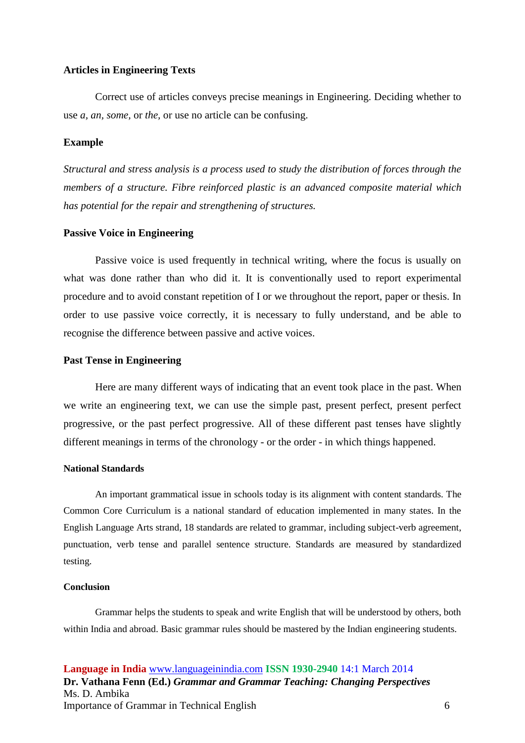### Articles in Engineering Texts

Correct use of articles conveys precise meanings in Engineering. Deciding whether to use *a, an, some,* or *the,* or use no article can be confusing.

### Example

*Structural and stress analysis is a process used to study the distribution of forces through the members of a structure. Fibre reinforced plastic is an advanced composite material which has potential for the repair and strengthening of structures.*

### Passive Voice in Engineering

Passive voice is used frequently in technical writing, where the focus is usually on what was done rather than who did it. It is conventionally used to report experimental procedure and to avoid constant repetition of I or we throughout the report, paper or thesis. In order to use passive voice correctly, it is necessary to fully understand, and be able to recognise the difference between passive and active voices.

### Past Tense in Engineering

Here are many different ways of indicating that an event took place in the past. When we write an engineering text, we can use the simple past, present perfect, present perfect progressive, or the past perfect progressive. All of these different past tenses have slightly different meanings in terms of the chronology - or the order - in which things happened.

### National Standards

An important grammatical issue in schools today is its alignment with content standards. The Common Core Curriculum is a national standard of education implemented in many states. In the English Language Arts strand, 18 standards are related to grammar, including subject-verb agreement, punctuation, verb tense and parallel sentence structure. Standards are measured by standardized testing.

### Conclusion

Grammar helps the students to speak and write English that will be understood by others, both within India and abroad. Basic grammar rules should be mastered by the Indian engineering students.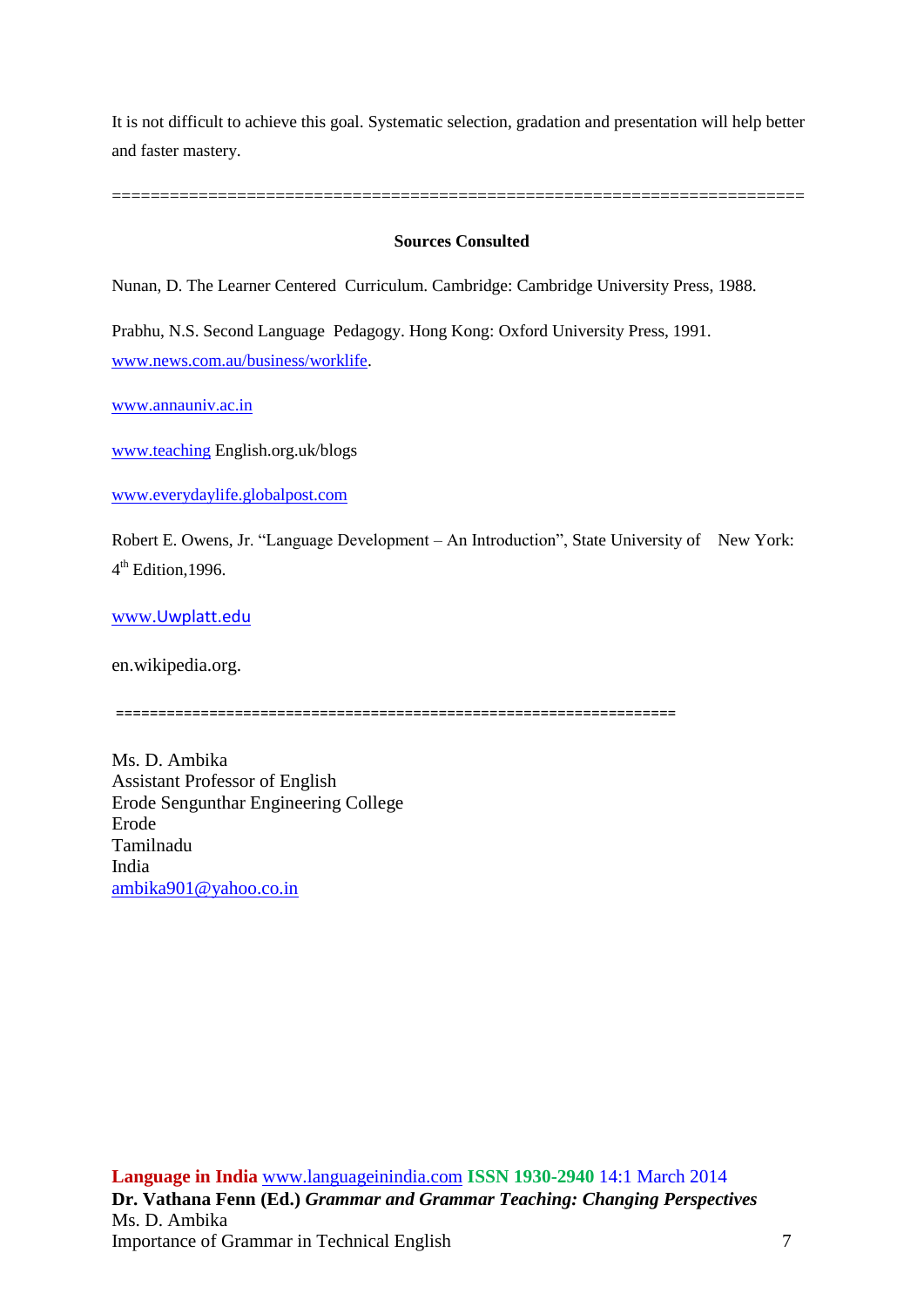It is not difficult to achieve this goal. Systematic selection, gradation and presentation will help better and faster mastery.

=====================================================================

**Sources Consulted**

Nunan, D. The Learner Centered  Curriculum. Cambridge: Cambridge University Press, 1988.

Prabhu, N.S. Second Language  Pedagogy. Hong Kong: Oxford University Press, 1991.
www.news.com.au/business/worklife.

www.annauniv.ac.in

www.teaching English.org.uk/blogs

www.everydaylife.globalpost.com

Robert E. Owens, Jr. "Language Development – An Introduction", State University of    New York: 4th Edition,1996.

www.Uwplatt.edu

en.wikipedia.org.

=================================================================

Ms. D. Ambika
Assistant Professor of English
Erode Sengunthar Engineering College
Erode
Tamilnadu
India
ambika901@yahoo.co.in